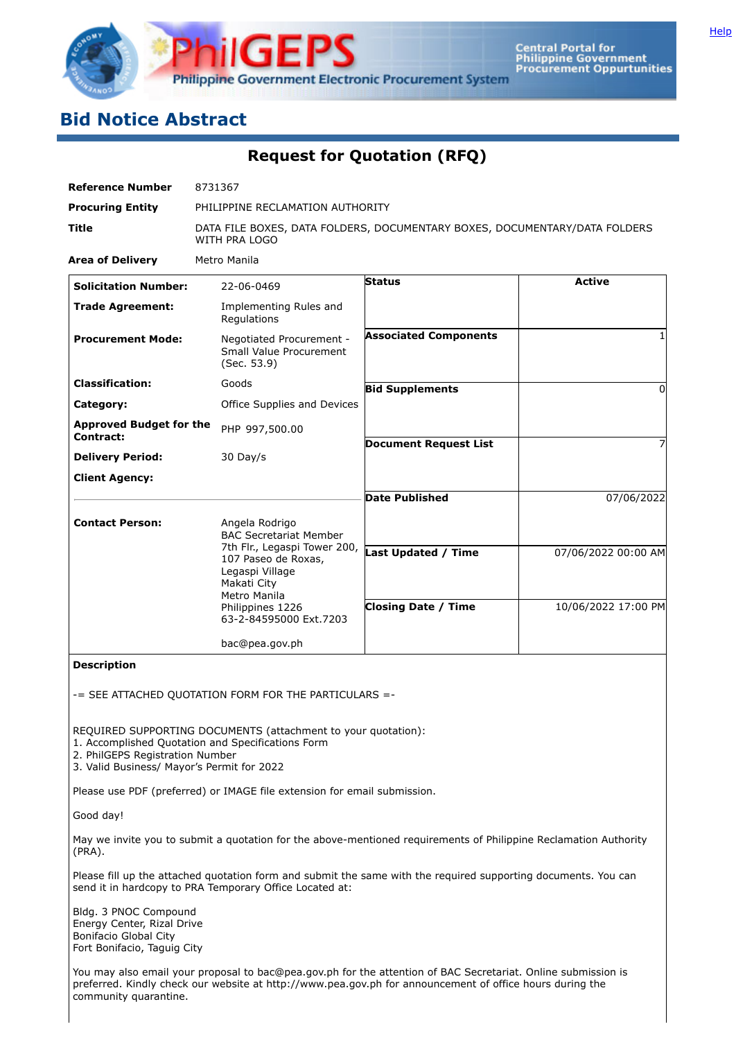# Bid Notice Abstract

## Request for Quotation (RFQ)

| | |
|---|---|
| **Reference Number** | 8731367 |
| **Procuring Entity** | PHILIPPINE RECLAMATION AUTHORITY |
| **Title** | DATA FILE BOXES, DATA FOLDERS, DOCUMENTARY BOXES, DOCUMENTARY/DATA FOLDERS WITH PRA LOGO |
| **Area of Delivery** | Metro Manila |

| | | | |
|---|---|---|---|
| **Solicitation Number:** | 22-06-0469 | **Status** | Active |
| **Trade Agreement:** | Implementing Rules and Regulations | **Associated Components** | 1 |
| **Procurement Mode:** | Negotiated Procurement - Small Value Procurement (Sec. 53.9) | **Bid Supplements** | 0 |
| **Classification:** | Goods | **Document Request List** | 7 |
| **Category:** | Office Supplies and Devices | **Date Published** | 07/06/2022 |
| **Approved Budget for the Contract:** | PHP 997,500.00 | **Last Updated / Time** | 07/06/2022 00:00 AM |
| **Delivery Period:** | 30 Day/s | **Closing Date / Time** | 10/06/2022 17:00 PM |
| **Client Agency:** | | | |
| **Contact Person:** | Angela Rodrigo<br>BAC Secretariat Member<br>7th Flr., Legaspi Tower 200, 107 Paseo de Roxas, Legaspi Village<br>Makati City<br>Metro Manila<br>Philippines 1226<br>63-2-84595000 Ext.7203<br><br>bac@pea.gov.ph | | |

**Description**

-= SEE ATTACHED QUOTATION FORM FOR THE PARTICULARS =-

REQUIRED SUPPORTING DOCUMENTS (attachment to your quotation):
1. Accomplished Quotation and Specifications Form
2. PhilGEPS Registration Number
3. Valid Business/ Mayor's Permit for 2022

Please use PDF (preferred) or IMAGE file extension for email submission.

Good day!

May we invite you to submit a quotation for the above-mentioned requirements of Philippine Reclamation Authority (PRA).

Please fill up the attached quotation form and submit the same with the required supporting documents. You can send it in hardcopy to PRA Temporary Office Located at:

Bldg. 3 PNOC Compound
Energy Center, Rizal Drive
Bonifacio Global City
Fort Bonifacio, Taguig City

You may also email your proposal to bac@pea.gov.ph for the attention of BAC Secretariat. Online submission is preferred. Kindly check our website at http://www.pea.gov.ph for announcement of office hours during the community quarantine.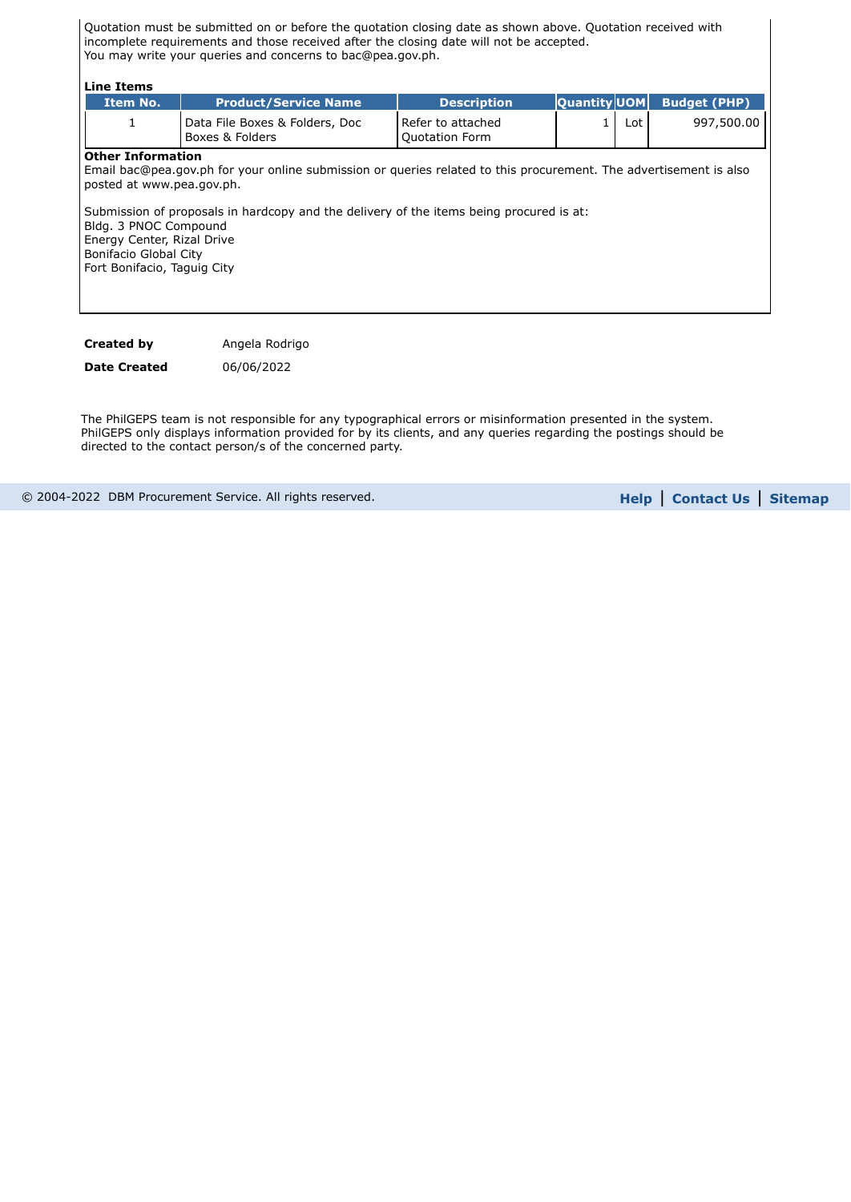Quotation must be submitted on or before the quotation closing date as shown above. Quotation received with incomplete requirements and those received after the closing date will not be accepted.
You may write your queries and concerns to bac@pea.gov.ph.

**Line Items**

| Item No. | Product/Service Name | Description | Quantity | UOM | Budget (PHP) |
|---|---|---|---|---|---|
| 1 | Data File Boxes & Folders, Doc Boxes & Folders | Refer to attached Quotation Form | 1 | Lot | 997,500.00 |

**Other Information**

Email bac@pea.gov.ph for your online submission or queries related to this procurement. The advertisement is also posted at www.pea.gov.ph.

Submission of proposals in hardcopy and the delivery of the items being procured is at:
Bldg. 3 PNOC Compound
Energy Center, Rizal Drive
Bonifacio Global City
Fort Bonifacio, Taguig City

**Created by** Angela Rodrigo

**Date Created** 06/06/2022

The PhilGEPS team is not responsible for any typographical errors or misinformation presented in the system. PhilGEPS only displays information provided for by its clients, and any queries regarding the postings should be directed to the contact person/s of the concerned party.

© 2004-2022 DBM Procurement Service. All rights reserved.

**Help** | **Contact Us** | **Sitemap**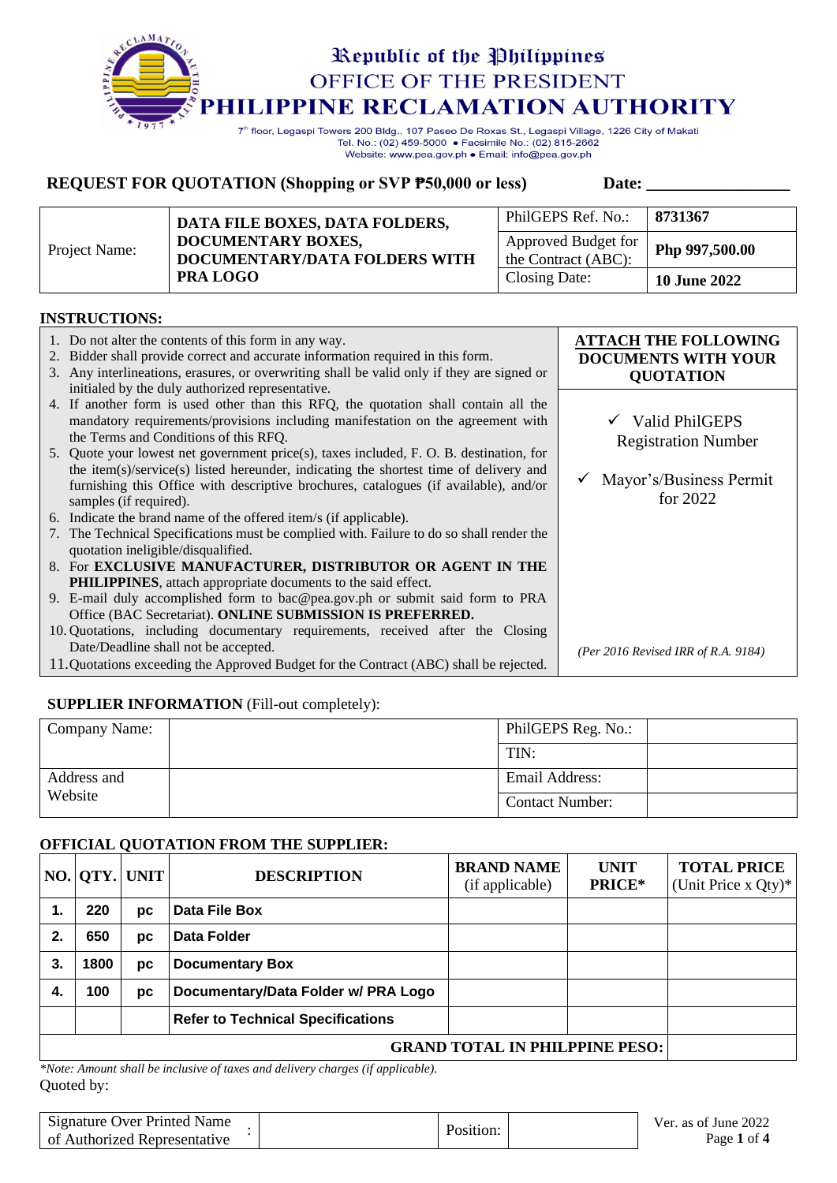Republic of the Philippines
OFFICE OF THE PRESIDENT
**PHILIPPINE RECLAMATION AUTHORITY**

7th floor, Legaspi Towers 200 Bldg., 107 Paseo De Roxas St., Legaspi Village, 1226 City of Makati
Tel. No.: (02) 459-5000 • Facsimile No.: (02) 815-2662
Website: www.pea.gov.ph • Email: info@pea.gov.ph

## REQUEST FOR QUOTATION (Shopping or SVP ₱50,000 or less) Date: ________________

| Project Name: | **DATA FILE BOXES, DATA FOLDERS, DOCUMENTARY BOXES, DOCUMENTARY/DATA FOLDERS WITH PRA LOGO** | PhilGEPS Ref. No.: | **8731367** |
|---|---|---|---|
| | | Approved Budget for the Contract (ABC): | **Php 997,500.00** |
| | | Closing Date: | **10 June 2022** |

**INSTRUCTIONS:**

| | **ATTACH THE FOLLOWING DOCUMENTS WITH YOUR QUOTATION** |
|---|---|
| 1. Do not alter the contents of this form in any way.<br>2. Bidder shall provide correct and accurate information required in this form.<br>3. Any interlineations, erasures, or overwriting shall be valid only if they are signed or initialed by the duly authorized representative.<br>4. If another form is used other than this RFQ, the quotation shall contain all the mandatory requirements/provisions including manifestation on the agreement with the Terms and Conditions of this RFQ.<br>5. Quote your lowest net government price(s), taxes included, F. O. B. destination, for the item(s)/service(s) listed hereunder, indicating the shortest time of delivery and furnishing this Office with descriptive brochures, catalogues (if available), and/or samples (if required).<br>6. Indicate the brand name of the offered item/s (if applicable).<br>7. The Technical Specifications must be complied with. Failure to do so shall render the quotation ineligible/disqualified.<br>8. For **EXCLUSIVE MANUFACTURER, DISTRIBUTOR OR AGENT IN THE PHILIPPINES**, attach appropriate documents to the said effect.<br>9. E-mail duly accomplished form to bac@pea.gov.ph or submit said form to PRA Office (BAC Secretariat). **ONLINE SUBMISSION IS PREFERRED.**<br>10. Quotations, including documentary requirements, received after the Closing Date/Deadline shall not be accepted.<br>11. Quotations exceeding the Approved Budget for the Contract (ABC) shall be rejected. | ✓ Valid PhilGEPS Registration Number<br><br>✓ Mayor's/Business Permit for 2022<br><br>*(Per 2016 Revised IRR of R.A. 9184)* |

**SUPPLIER INFORMATION** (Fill-out completely):

| Company Name: | | PhilGEPS Reg. No.: | |
|---|---|---|---|
| | | TIN: | |
| Address and Website | | Email Address: | |
| | | Contact Number: | |

**OFFICIAL QUOTATION FROM THE SUPPLIER:**

| NO. | QTY. | UNIT | DESCRIPTION | BRAND NAME (if applicable) | UNIT PRICE* | TOTAL PRICE (Unit Price x Qty)* |
|---|---|---|---|---|---|---|
| **1.** | **220** | **pc** | **Data File Box** | | | |
| **2.** | **650** | **pc** | **Data Folder** | | | |
| **3.** | **1800** | **pc** | **Documentary Box** | | | |
| **4.** | **100** | **pc** | **Documentary/Data Folder w/ PRA Logo** | | | |
| | | | **Refer to Technical Specifications** | | | |
| | | | | | **GRAND TOTAL IN PHILPPINE PESO:** | |

*\*Note: Amount shall be inclusive of taxes and delivery charges (if applicable).*

Quoted by:

| Signature Over Printed Name of Authorized Representative | : | | Position: | |
|---|---|---|---|---|

Ver. as of June 2022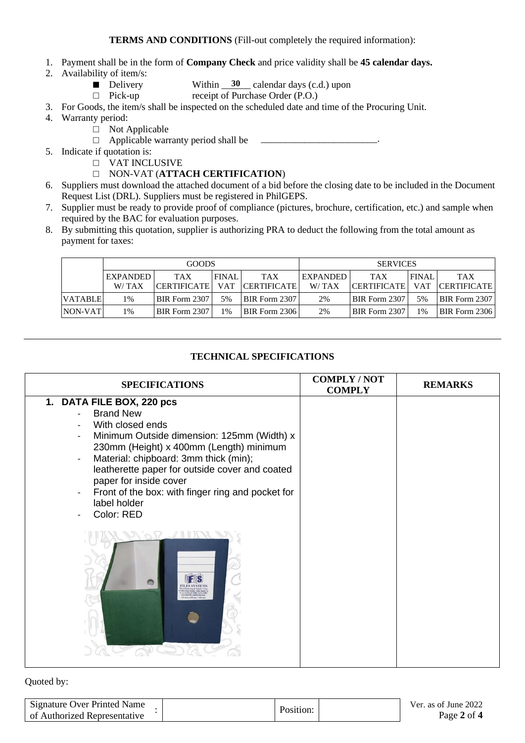**TERMS AND CONDITIONS** (Fill-out completely the required information):

1. Payment shall be in the form of **Company Check** and price validity shall be **45 calendar days.**
2. Availability of item/s:
   - ■ Delivery Within __**30**__ calendar days (c.d.) upon
   - □ Pick-up receipt of Purchase Order (P.O.)
3. For Goods, the item/s shall be inspected on the scheduled date and time of the Procuring Unit.
4. Warranty period:
   - □ Not Applicable
   - □ Applicable warranty period shall be ________________________.
5. Indicate if quotation is:
   - □ VAT INCLUSIVE
   - □ NON-VAT (**ATTACH CERTIFICATION**)
6. Suppliers must download the attached document of a bid before the closing date to be included in the Document Request List (DRL). Suppliers must be registered in PhilGEPS.
7. Supplier must be ready to provide proof of compliance (pictures, brochure, certification, etc.) and sample when required by the BAC for evaluation purposes.
8. By submitting this quotation, supplier is authorizing PRA to deduct the following from the total amount as payment for taxes:

| | GOODS | | | | SERVICES | | | |
|---|---|---|---|---|---|---|---|---|
| | EXPANDED W/ TAX | TAX CERTIFICATE | FINAL VAT | TAX CERTIFICATE | EXPANDED W/ TAX | TAX CERTIFICATE | FINAL VAT | TAX CERTIFICATE |
| VATABLE | 1% | BIR Form 2307 | 5% | BIR Form 2307 | 2% | BIR Form 2307 | 5% | BIR Form 2307 |
| NON-VAT | 1% | BIR Form 2307 | 1% | BIR Form 2306 | 2% | BIR Form 2307 | 1% | BIR Form 2306 |

---

**TECHNICAL SPECIFICATIONS**

| SPECIFICATIONS | COMPLY / NOT COMPLY | REMARKS |
|---|---|---|
| **1. DATA FILE BOX, 220 pcs**<br>- Brand New<br>- With closed ends<br>- Minimum Outside dimension: 125mm (Width) x 230mm (Height) x 400mm (Length) minimum<br>- Material: chipboard: 3mm thick (min); leatherette paper for outside cover and coated paper for inside cover<br>- Front of the box: with finger ring and pocket for label holder<br>- Color: RED | | |

Quoted by:

| Signature Over Printed Name of Authorized Representative | : | | Position: | |
|---|---|---|---|---|

Ver. as of June 2022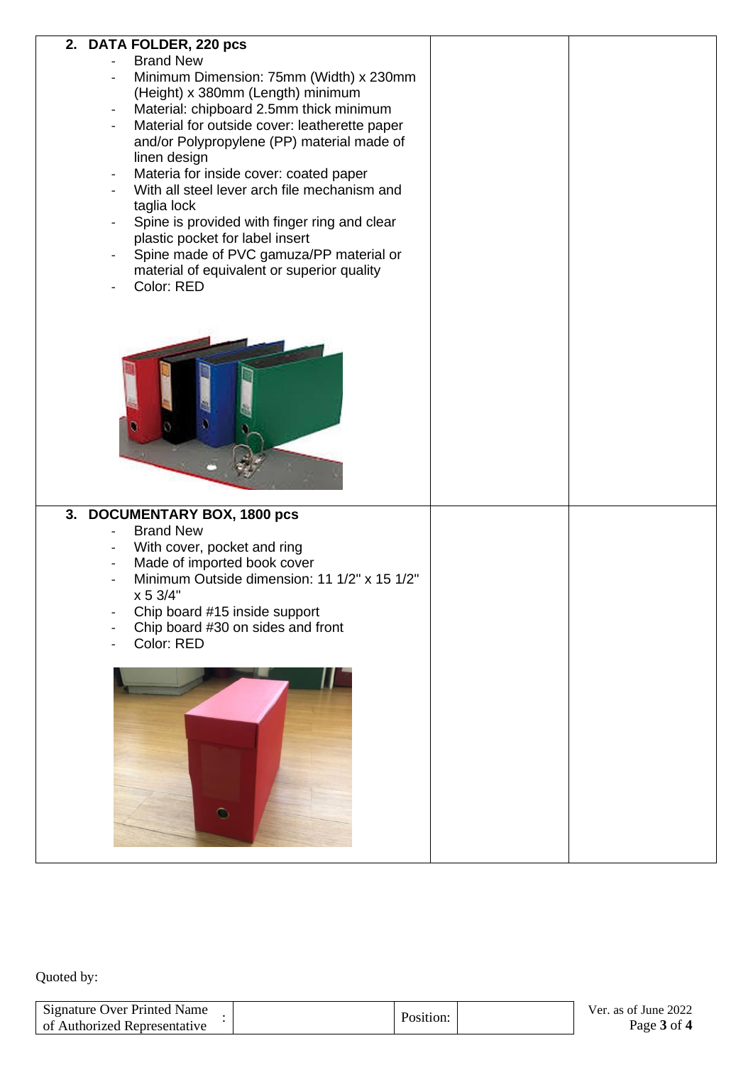| | | |
|---|---|---|
| **2. DATA FOLDER, 220 pcs**<br>- Brand New<br>- Minimum Dimension: 75mm (Width) x 230mm (Height) x 380mm (Length) minimum<br>- Material: chipboard 2.5mm thick minimum<br>- Material for outside cover: leatherette paper and/or Polypropylene (PP) material made of linen design<br>- Materia for inside cover: coated paper<br>- With all steel lever arch file mechanism and taglia lock<br>- Spine is provided with finger ring and clear plastic pocket for label insert<br>- Spine made of PVC gamuza/PP material or material of equivalent or superior quality<br>- Color: RED | | |
| **3. DOCUMENTARY BOX, 1800 pcs**<br>- Brand New<br>- With cover, pocket and ring<br>- Made of imported book cover<br>- Minimum Outside dimension: 11 1/2" x 15 1/2" x 5 3/4"<br>- Chip board #15 inside support<br>- Chip board #30 on sides and front<br>- Color: RED | | |

Quoted by:

| Signature Over Printed Name of Authorized Representative | : | | Position: | |
|---|---|---|---|---|

Ver. as of June 2022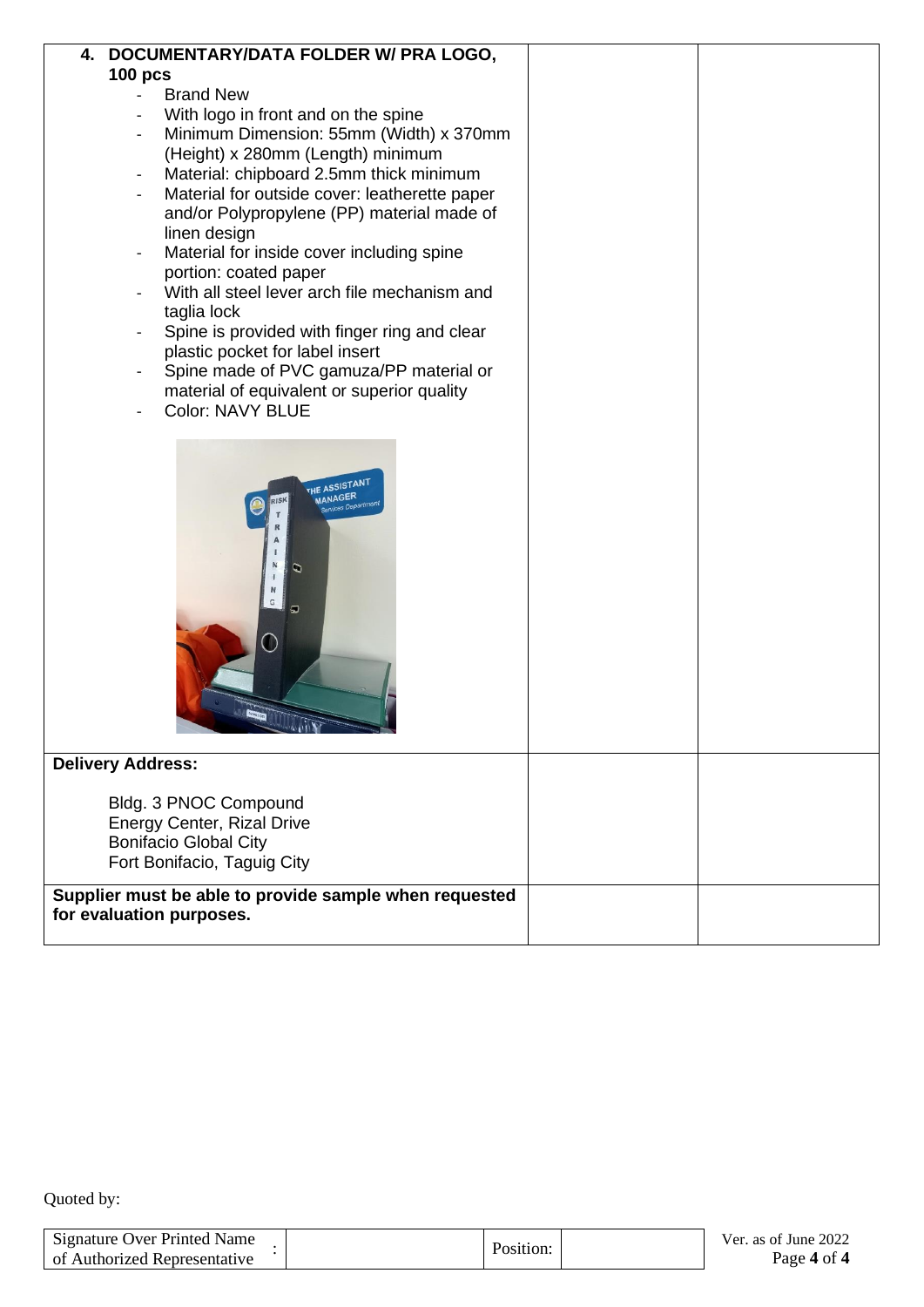| | | |
|---|---|---|
| **4. DOCUMENTARY/DATA FOLDER W/ PRA LOGO, 100 pcs**<br>- Brand New<br>- With logo in front and on the spine<br>- Minimum Dimension: 55mm (Width) x 370mm (Height) x 280mm (Length) minimum<br>- Material: chipboard 2.5mm thick minimum<br>- Material for outside cover: leatherette paper and/or Polypropylene (PP) material made of linen design<br>- Material for inside cover including spine portion: coated paper<br>- With all steel lever arch file mechanism and taglia lock<br>- Spine is provided with finger ring and clear plastic pocket for label insert<br>- Spine made of PVC gamuza/PP material or material of equivalent or superior quality<br>- Color: NAVY BLUE | | |
| **Delivery Address:**<br><br>Bldg. 3 PNOC Compound<br>Energy Center, Rizal Drive<br>Bonifacio Global City<br>Fort Bonifacio, Taguig City | | |
| **Supplier must be able to provide sample when requested for evaluation purposes.** | | |

Quoted by:

| | | | | |
|---|---|---|---|---|
| Signature Over Printed Name of Authorized Representative | : | | Position: | |

Ver. as of June 2022